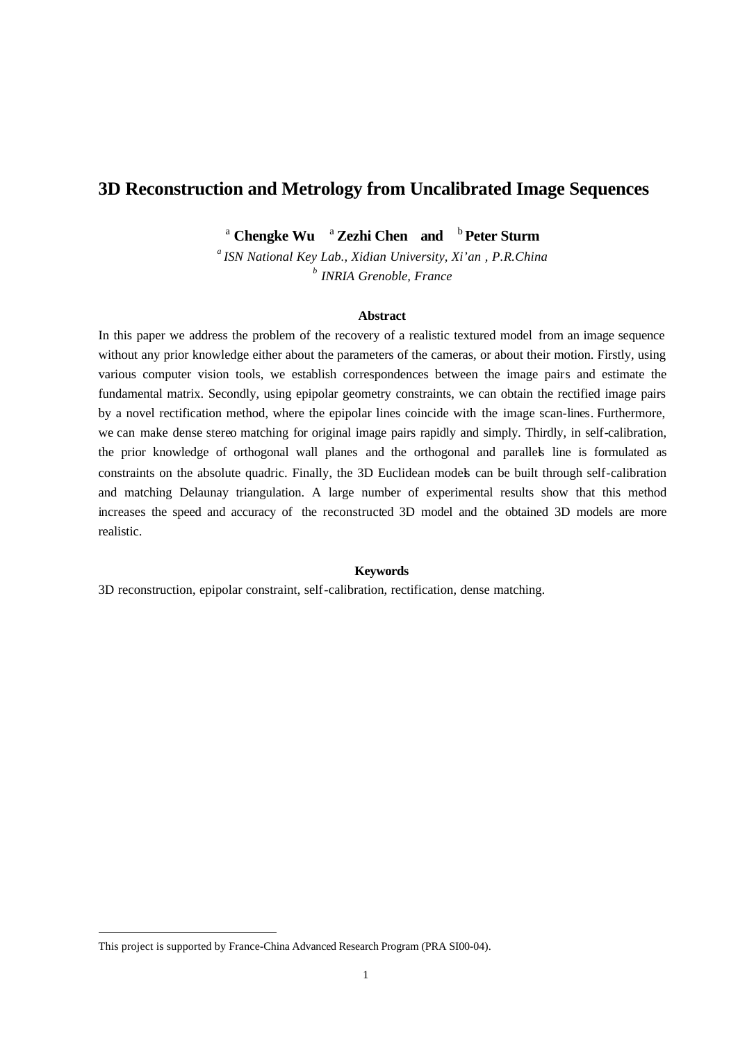# 3D Reconstruction and Metrology from Uncalibrated Image Sequences

[a] **Chengke Wu** [a] **Zezhi Chen** **and** [b] **Peter Sturm**

[a] *ISN National Key Lab., Xidian University, Xi'an , P.R.China*

[b] *INRIA Grenoble, France*

**Abstract**

In this paper we address the problem of the recovery of a realistic textured model from an image sequence without any prior knowledge either about the parameters of the cameras, or about their motion. Firstly, using various computer vision tools, we establish correspondences between the image pairs and estimate the fundamental matrix. Secondly, using epipolar geometry constraints, we can obtain the rectified image pairs by a novel rectification method, where the epipolar lines coincide with the image scan-lines. Furthermore, we can make dense stereo matching for original image pairs rapidly and simply. Thirdly, in self-calibration, the prior knowledge of orthogonal wall planes and the orthogonal and parallels line is formulated as constraints on the absolute quadric. Finally, the 3D Euclidean models can be built through self-calibration and matching Delaunay triangulation. A large number of experimental results show that this method increases the speed and accuracy of the reconstructed 3D model and the obtained 3D models are more realistic.

**Keywords**

3D reconstruction, epipolar constraint, self-calibration, rectification, dense matching.

---

This project is supported by France-China Advanced Research Program (PRA SI00-04).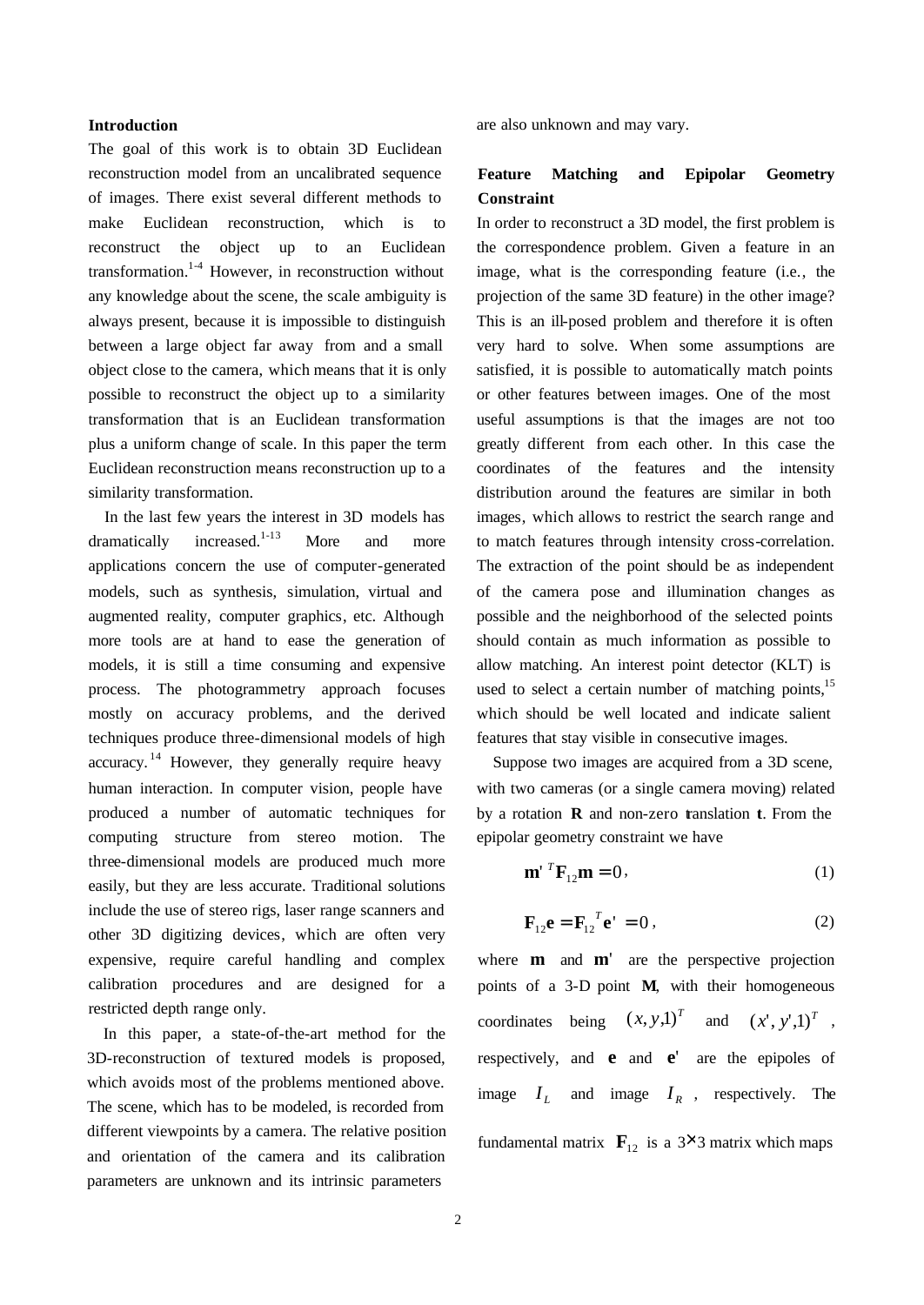## Introduction

The goal of this work is to obtain 3D Euclidean reconstruction model from an uncalibrated sequence of images. There exist several different methods to make Euclidean reconstruction, which is to reconstruct the object up to an Euclidean transformation.[1-4] However, in reconstruction without any knowledge about the scene, the scale ambiguity is always present, because it is impossible to distinguish between a large object far away from and a small object close to the camera, which means that it is only possible to reconstruct the object up to a similarity transformation that is an Euclidean transformation plus a uniform change of scale. In this paper the term Euclidean reconstruction means reconstruction up to a similarity transformation.

In the last few years the interest in 3D models has dramatically increased.[1-13] More and more applications concern the use of computer-generated models, such as synthesis, simulation, virtual and augmented reality, computer graphics, etc. Although more tools are at hand to ease the generation of models, it is still a time consuming and expensive process. The photogrammetry approach focuses mostly on accuracy problems, and the derived techniques produce three-dimensional models of high accuracy.[14] However, they generally require heavy human interaction. In computer vision, people have produced a number of automatic techniques for computing structure from stereo motion. The three-dimensional models are produced much more easily, but they are less accurate. Traditional solutions include the use of stereo rigs, laser range scanners and other 3D digitizing devices, which are often very expensive, require careful handling and complex calibration procedures and are designed for a restricted depth range only.

In this paper, a state-of-the-art method for the 3D-reconstruction of textured models is proposed, which avoids most of the problems mentioned above. The scene, which has to be modeled, is recorded from different viewpoints by a camera. The relative position and orientation of the camera and its calibration parameters are unknown and its intrinsic parameters are also unknown and may vary.

## Feature Matching and Epipolar Geometry Constraint

In order to reconstruct a 3D model, the first problem is the correspondence problem. Given a feature in an image, what is the corresponding feature (i.e., the projection of the same 3D feature) in the other image? This is an ill-posed problem and therefore it is often very hard to solve. When some assumptions are satisfied, it is possible to automatically match points or other features between images. One of the most useful assumptions is that the images are not too greatly different from each other. In this case the coordinates of the features and the intensity distribution around the features are similar in both images, which allows to restrict the search range and to match features through intensity cross-correlation. The extraction of the point should be as independent of the camera pose and illumination changes as possible and the neighborhood of the selected points should contain as much information as possible to allow matching. An interest point detector (KLT) is used to select a certain number of matching points,[15] which should be well located and indicate salient features that stay visible in consecutive images.

Suppose two images are acquired from a 3D scene, with two cameras (or a single camera moving) related by a rotation $\mathbf{R}$ and non-zero translation $\mathbf{t}$. From the epipolar geometry constraint we have

$$\mathbf{m}'^{T}\mathbf{F}_{12}\mathbf{m} = 0, \tag{1}$$

$$\mathbf{F}_{12}\mathbf{e} = \mathbf{F}_{12}{}^{T}\mathbf{e}' = 0, \tag{2}$$

where $\mathbf{m}$ and $\mathbf{m}'$ are the perspective projection points of a 3-D point $\mathbf{M}$, with their homogeneous coordinates being $(x, y, 1)^T$ and $(x', y', 1)^T$, respectively, and $\mathbf{e}$ and $\mathbf{e}'$ are the epipoles of image $I_L$ and image $I_R$, respectively. The fundamental matrix $\mathbf{F}_{12}$ is a $3\times 3$ matrix which maps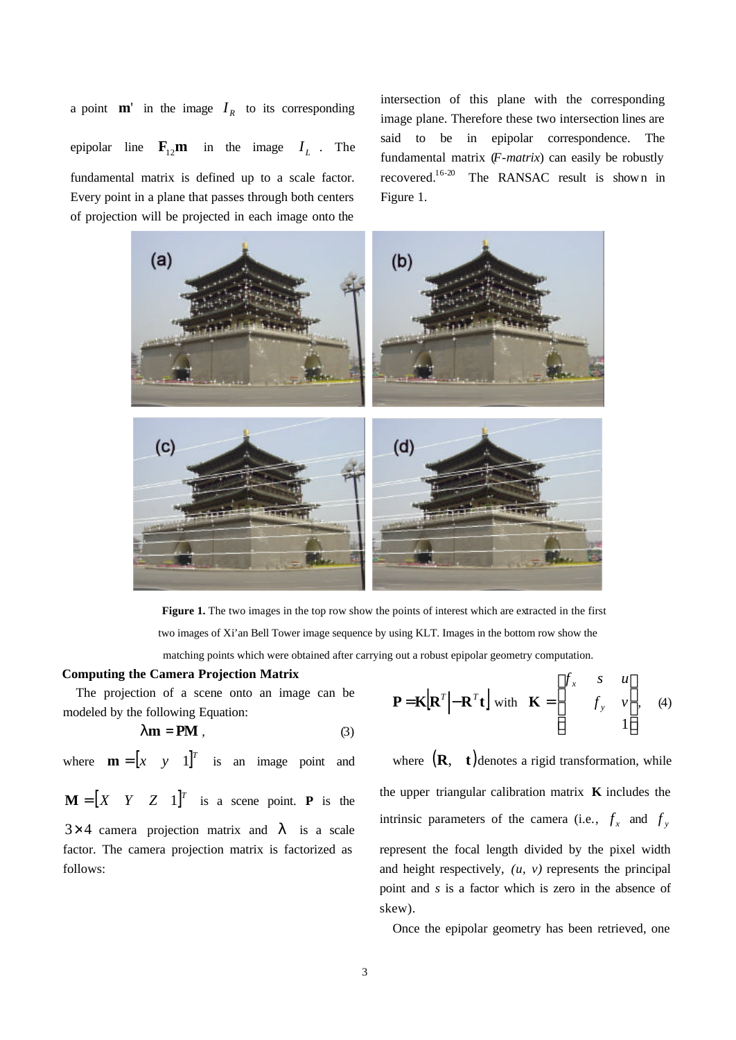a point $\mathbf{m}'$ in the image $I_R$ to its corresponding epipolar line $\mathbf{F}_{12}\mathbf{m}$ in the image $I_L$. The fundamental matrix is defined up to a scale factor. Every point in a plane that passes through both centers of projection will be projected in each image onto the intersection of this plane with the corresponding image plane. Therefore these two intersection lines are said to be in epipolar correspondence. The fundamental matrix (*F-matrix*) can easily be robustly recovered.[16-20] The RANSAC result is shown in Figure 1.

**Figure 1.** The two images in the top row show the points of interest which are extracted in the first two images of Xi'an Bell Tower image sequence by using KLT. Images in the bottom row show the matching points which were obtained after carrying out a robust epipolar geometry computation.

**Computing the Camera Projection Matrix**

The projection of a scene onto an image can be modeled by the following Equation:

$$\lambda \mathbf{m} = \mathbf{PM}, \tag{3}$$

where $\mathbf{m} = [x \quad y \quad 1]^T$ is an image point and $\mathbf{M} = [X \quad Y \quad Z \quad 1]^T$ is a scene point. $\mathbf{P}$ is the $3 \times 4$ camera projection matrix and $\lambda$ is a scale factor. The camera projection matrix is factorized as follows:

$$\mathbf{P} = \mathbf{K}\left[\mathbf{R}^T \middle| -\mathbf{R}^T\mathbf{t}\right] \text{ with } \mathbf{K} = \begin{bmatrix} f_x & s & u \\ & f_y & v \\ & & 1 \end{bmatrix}, \tag{4}$$

where $(\mathbf{R}, \ \mathbf{t})$ denotes a rigid transformation, while the upper triangular calibration matrix $\mathbf{K}$ includes the intrinsic parameters of the camera (i.e., $f_x$ and $f_y$ represent the focal length divided by the pixel width and height respectively, $(u, v)$ represents the principal point and $s$ is a factor which is zero in the absence of skew).

Once the epipolar geometry has been retrieved, one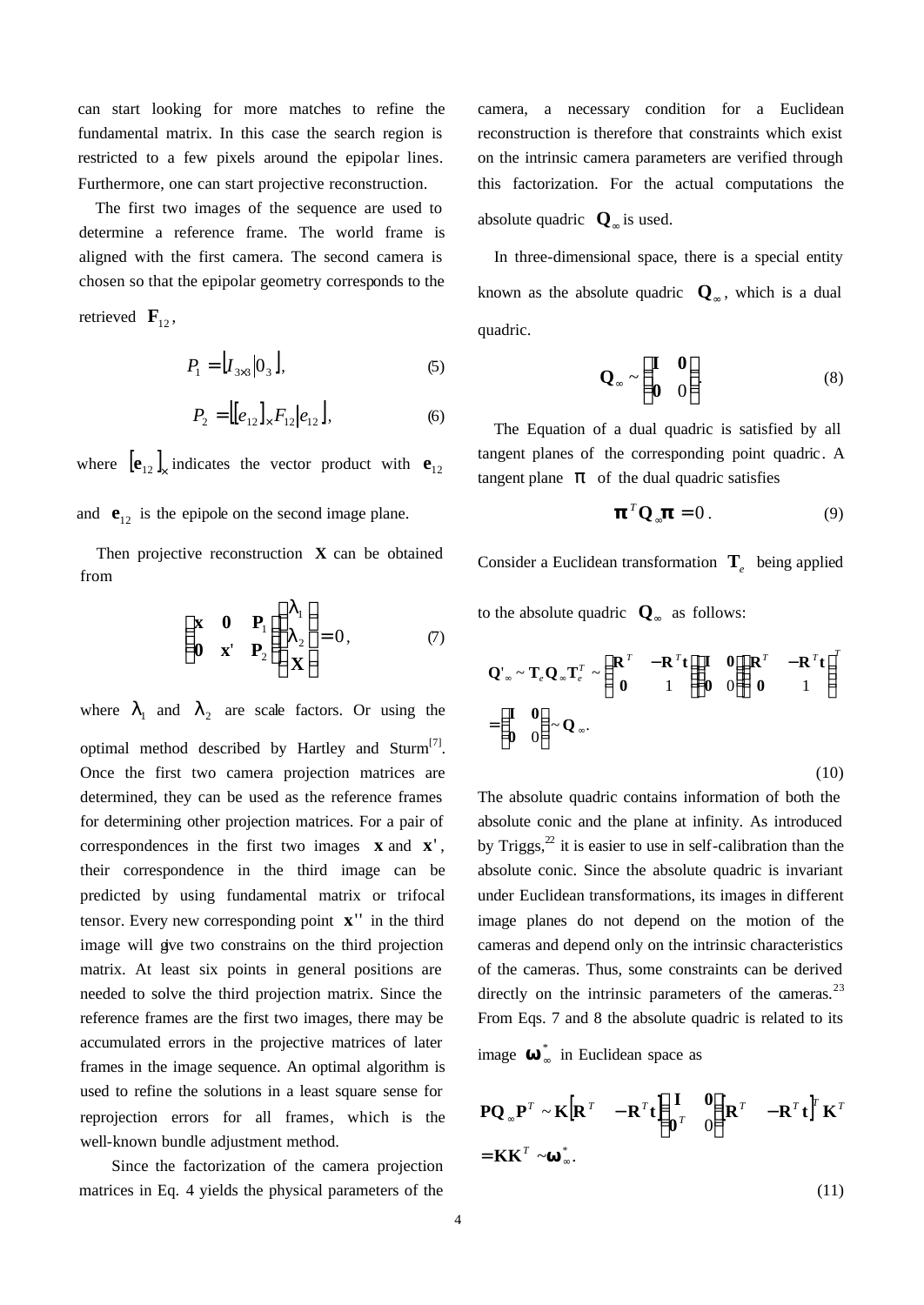can start looking for more matches to refine the fundamental matrix. In this case the search region is restricted to a few pixels around the epipolar lines. Furthermore, one can start projective reconstruction.

The first two images of the sequence are used to determine a reference frame. The world frame is aligned with the first camera. The second camera is chosen so that the epipolar geometry corresponds to the retrieved $\mathbf{F}_{12}$,

$$P_1 = \left[ I_{3\times3} \middle| 0_3 \right], \tag{5}$$

$$P_2 = \left[ [e_{12}]_\times F_{12} \middle| e_{12} \right], \tag{6}$$

where $[\mathbf{e}_{12}]_\times$ indicates the vector product with $\mathbf{e}_{12}$ and $\mathbf{e}_{12}$ is the epipole on the second image plane.

Then projective reconstruction $\mathbf{X}$ can be obtained from

$$\begin{bmatrix} \mathbf{x} & \mathbf{0} & \mathbf{P}_1 \\ \mathbf{0} & \mathbf{x}' & \mathbf{P}_2 \end{bmatrix} \begin{bmatrix} \lambda_1 \\ \lambda_2 \\ \mathbf{X} \end{bmatrix} = 0, \tag{7}$$

where $\lambda_1$ and $\lambda_2$ are scale factors. Or using the optimal method described by Hartley and Sturm[7]. Once the first two camera projection matrices are determined, they can be used as the reference frames for determining other projection matrices. For a pair of correspondences in the first two images $\mathbf{x}$ and $\mathbf{x}'$, their correspondence in the third image can be predicted by using fundamental matrix or trifocal tensor. Every new corresponding point $\mathbf{x}''$ in the third image will give two constrains on the third projection matrix. At least six points in general positions are needed to solve the third projection matrix. Since the reference frames are the first two images, there may be accumulated errors in the projective matrices of later frames in the image sequence. An optimal algorithm is used to refine the solutions in a least square sense for reprojection errors for all frames, which is the well-known bundle adjustment method.

Since the factorization of the camera projection matrices in Eq. 4 yields the physical parameters of the camera, a necessary condition for a Euclidean reconstruction is therefore that constraints which exist on the intrinsic camera parameters are verified through this factorization. For the actual computations the absolute quadric $\mathbf{Q}_\infty$ is used.

In three-dimensional space, there is a special entity known as the absolute quadric $\mathbf{Q}_\infty$, which is a dual quadric.

$$\mathbf{Q}_\infty \sim \begin{bmatrix} \mathbf{I} & \mathbf{0} \\ \mathbf{0} & 0 \end{bmatrix}. \tag{8}$$

The Equation of a dual quadric is satisfied by all tangent planes of the corresponding point quadric. A tangent plane $\pi$ of the dual quadric satisfies

$$\boldsymbol{\pi}^T \mathbf{Q}_\infty \boldsymbol{\pi} = 0. \tag{9}$$

Consider a Euclidean transformation $\mathbf{T}_e$ being applied to the absolute quadric $\mathbf{Q}_\infty$ as follows:

$$\begin{aligned} \mathbf{Q}'_\infty &\sim \mathbf{T}_e \mathbf{Q}_\infty \mathbf{T}_e^T \sim \begin{bmatrix} \mathbf{R}^T & -\mathbf{R}^T\mathbf{t} \\ \mathbf{0} & 1 \end{bmatrix} \begin{bmatrix} \mathbf{I} & \mathbf{0} \\ \mathbf{0} & 0 \end{bmatrix} \begin{bmatrix} \mathbf{R}^T & -\mathbf{R}^T\mathbf{t} \\ \mathbf{0} & 1 \end{bmatrix}^T \\ &= \begin{bmatrix} \mathbf{I} & \mathbf{0} \\ \mathbf{0} & 0 \end{bmatrix} \sim \mathbf{Q}_\infty. \end{aligned} \tag{10}$$

The absolute quadric contains information of both the absolute conic and the plane at infinity. As introduced by Triggs,[22] it is easier to use in self-calibration than the absolute conic. Since the absolute quadric is invariant under Euclidean transformations, its images in different image planes do not depend on the motion of the cameras and depend only on the intrinsic characteristics of the cameras. Thus, some constraints can be derived directly on the intrinsic parameters of the cameras.[23] From Eqs. 7 and 8 the absolute quadric is related to its image $\boldsymbol{\omega}_\infty^*$ in Euclidean space as

$$\begin{aligned} \mathbf{P}\mathbf{Q}_\infty \mathbf{P}^T &\sim \mathbf{K}\left[\mathbf{R}^T \quad -\mathbf{R}^T\mathbf{t}\right] \begin{bmatrix} \mathbf{I} & \mathbf{0} \\ \mathbf{0}^T & 0 \end{bmatrix} \left[\mathbf{R}^T \quad -\mathbf{R}^T\mathbf{t}\right]^T \mathbf{K}^T \\ &= \mathbf{K}\mathbf{K}^T \sim \boldsymbol{\omega}_\infty^*. \end{aligned} \tag{11}$$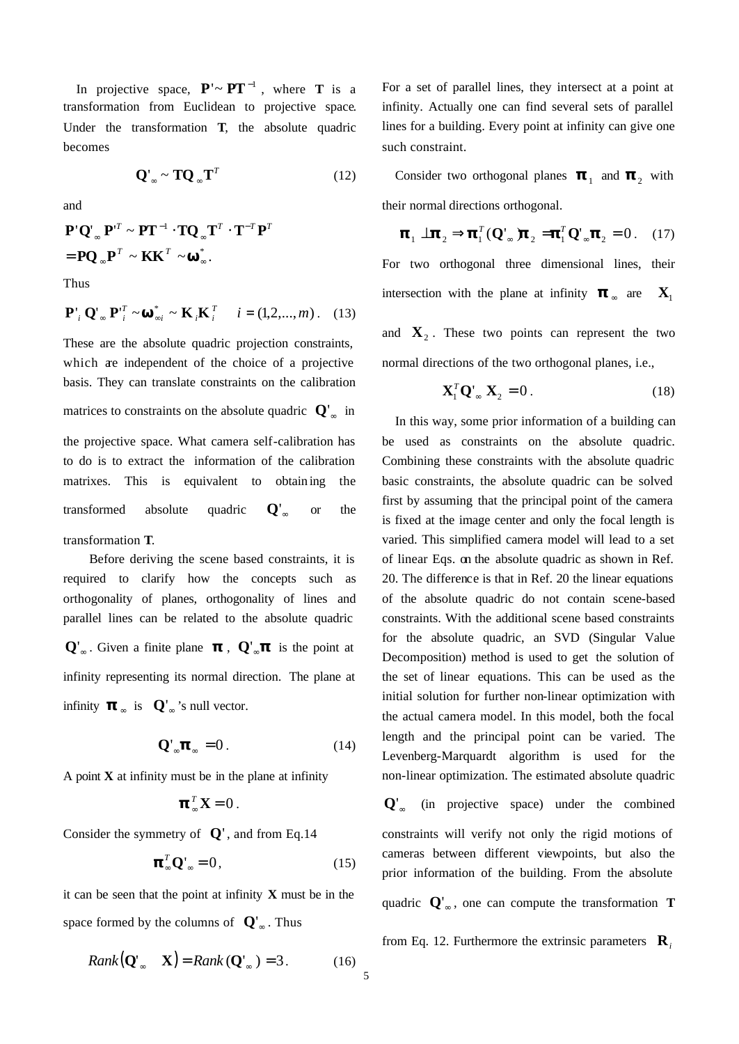In projective space, $\mathbf{P}' \sim \mathbf{P}\mathbf{T}^{-1}$, where $\mathbf{T}$ is a transformation from Euclidean to projective space. Under the transformation $\mathbf{T}$, the absolute quadric becomes

$$\mathbf{Q}'_{\infty} \sim \mathbf{T}\mathbf{Q}_{\infty}\mathbf{T}^{T} \tag{12}$$

and

$$\mathbf{P}'\mathbf{Q}'_{\infty}\mathbf{P}'^{T} \sim \mathbf{P}\mathbf{T}^{-1} \cdot \mathbf{T}\mathbf{Q}_{\infty}\mathbf{T}^{T} \cdot \mathbf{T}^{-T}\mathbf{P}^{T}$$
$$= \mathbf{P}\mathbf{Q}_{\infty}\mathbf{P}^{T} \sim \mathbf{K}\mathbf{K}^{T} \sim \boldsymbol{\omega}^{*}_{\infty}.$$

Thus

$$\mathbf{P}'_{i}\mathbf{Q}'_{\infty}\mathbf{P}'^{T}_{i} \sim \boldsymbol{\omega}^{*}_{\infty i} \sim \mathbf{K}_{i}\mathbf{K}^{T}_{i} \quad i = (1,2,...,m). \tag{13}$$

These are the absolute quadric projection constraints, which are independent of the choice of a projective basis. They can translate constraints on the calibration matrices to constraints on the absolute quadric $\mathbf{Q}'_{\infty}$ in the projective space. What camera self-calibration has to do is to extract the information of the calibration matrixes. This is equivalent to obtaining the transformed absolute quadric $\mathbf{Q}'_{\infty}$ or the transformation $\mathbf{T}$.

Before deriving the scene based constraints, it is required to clarify how the concepts such as orthogonality of planes, orthogonality of lines and parallel lines can be related to the absolute quadric $\mathbf{Q}'_{\infty}$. Given a finite plane $\boldsymbol{\pi}$, $\mathbf{Q}'_{\infty}\boldsymbol{\pi}$ is the point at infinity representing its normal direction. The plane at infinity $\boldsymbol{\pi}_{\infty}$ is $\mathbf{Q}'_{\infty}$'s null vector.

$$\mathbf{Q}'_{\infty}\boldsymbol{\pi}_{\infty} = 0. \tag{14}$$

A point $\mathbf{X}$ at infinity must be in the plane at infinity

$$\boldsymbol{\pi}^{T}_{\infty}\mathbf{X} = 0.$$

Consider the symmetry of $\mathbf{Q}'$, and from Eq.14

$$\boldsymbol{\pi}^{T}_{\infty}\mathbf{Q}'_{\infty} = 0, \tag{15}$$

it can be seen that the point at infinity $\mathbf{X}$ must be in the space formed by the columns of $\mathbf{Q}'_{\infty}$. Thus

$$Rank(\mathbf{Q}'_{\infty} \quad \mathbf{X}) = Rank(\mathbf{Q}'_{\infty}) = 3. \tag{16}$$

For a set of parallel lines, they intersect at a point at infinity. Actually one can find several sets of parallel lines for a building. Every point at infinity can give one such constraint.

Consider two orthogonal planes $\boldsymbol{\pi}_{1}$ and $\boldsymbol{\pi}_{2}$ with their normal directions orthogonal.

$$\boldsymbol{\pi}_{1} \perp \boldsymbol{\pi}_{2} \Rightarrow \boldsymbol{\pi}^{T}_{1}(\mathbf{Q}'_{\infty})\boldsymbol{\pi}_{2} = \boldsymbol{\pi}^{T}_{1}\mathbf{Q}'_{\infty}\boldsymbol{\pi}_{2} = 0. \tag{17}$$

For two orthogonal three dimensional lines, their intersection with the plane at infinity $\boldsymbol{\pi}_{\infty}$ are $\mathbf{X}_{1}$ and $\mathbf{X}_{2}$. These two points can represent the two normal directions of the two orthogonal planes, i.e.,

$$\mathbf{X}^{T}_{1}\mathbf{Q}'_{\infty}\mathbf{X}_{2} = 0. \tag{18}$$

In this way, some prior information of a building can be used as constraints on the absolute quadric. Combining these constraints with the absolute quadric basic constraints, the absolute quadric can be solved first by assuming that the principal point of the camera is fixed at the image center and only the focal length is varied. This simplified camera model will lead to a set of linear Eqs. on the absolute quadric as shown in Ref. 20. The difference is that in Ref. 20 the linear equations of the absolute quadric do not contain scene-based constraints. With the additional scene based constraints for the absolute quadric, an SVD (Singular Value Decomposition) method is used to get the solution of the set of linear equations. This can be used as the initial solution for further non-linear optimization with the actual camera model. In this model, both the focal length and the principal point can be varied. The Levenberg-Marquardt algorithm is used for the non-linear optimization. The estimated absolute quadric $\mathbf{Q}'_{\infty}$ (in projective space) under the combined constraints will verify not only the rigid motions of cameras between different viewpoints, but also the prior information of the building. From the absolute quadric $\mathbf{Q}'_{\infty}$, one can compute the transformation $\mathbf{T}$ from Eq. 12. Furthermore the extrinsic parameters $\mathbf{R}_{i}$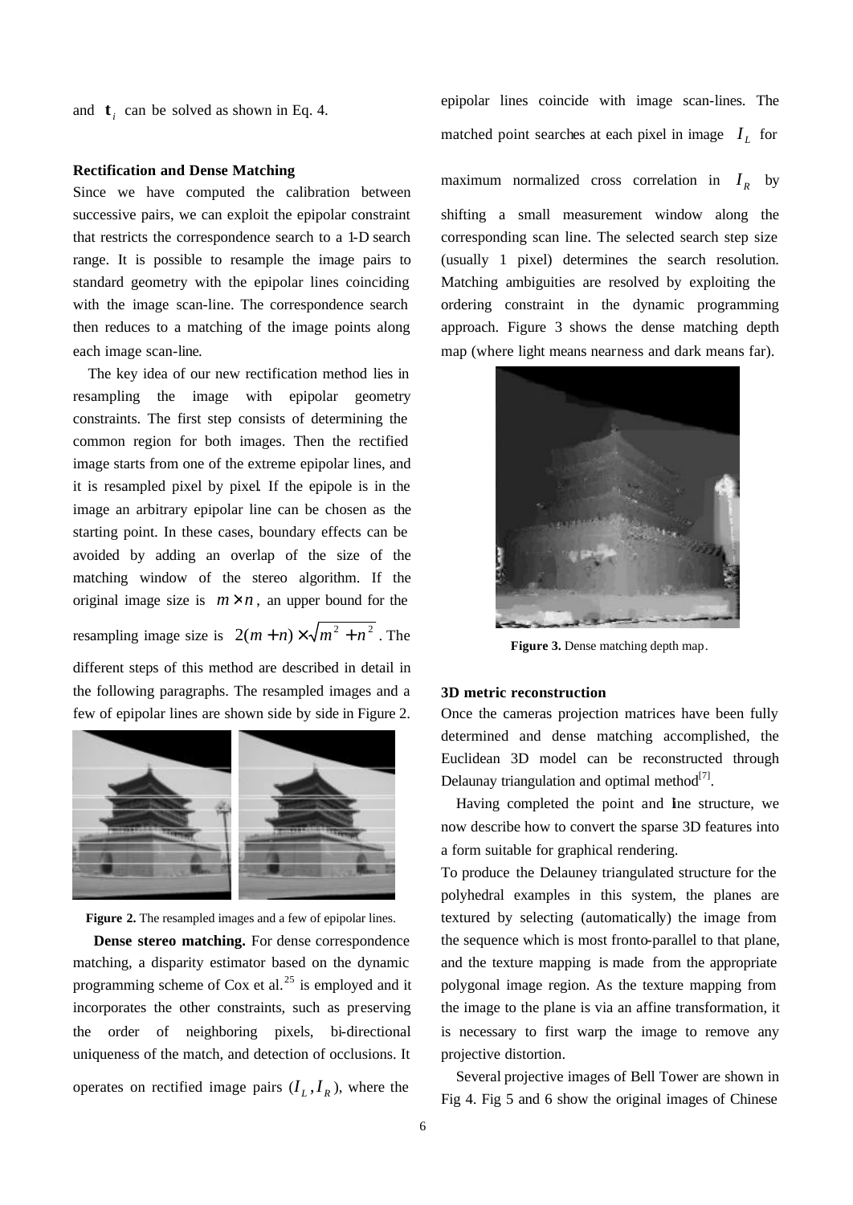and $\mathbf{t}_i$ can be solved as shown in Eq. 4.

**Rectification and Dense Matching**

Since we have computed the calibration between successive pairs, we can exploit the epipolar constraint that restricts the correspondence search to a 1-D search range. It is possible to resample the image pairs to standard geometry with the epipolar lines coinciding with the image scan-line. The correspondence search then reduces to a matching of the image points along each image scan-line.

The key idea of our new rectification method lies in resampling the image with epipolar geometry constraints. The first step consists of determining the common region for both images. Then the rectified image starts from one of the extreme epipolar lines, and it is resampled pixel by pixel. If the epipole is in the image an arbitrary epipolar line can be chosen as the starting point. In these cases, boundary effects can be avoided by adding an overlap of the size of the matching window of the stereo algorithm. If the original image size is $m \times n$, an upper bound for the resampling image size is $2(m+n) \times \sqrt{m^2 + n^2}$. The different steps of this method are described in detail in the following paragraphs. The resampled images and a few of epipolar lines are shown side by side in Figure 2.

**Figure 2.** The resampled images and a few of epipolar lines.

**Dense stereo matching.** For dense correspondence matching, a disparity estimator based on the dynamic programming scheme of Cox et al.[25] is employed and it incorporates the other constraints, such as preserving the order of neighboring pixels, bi-directional uniqueness of the match, and detection of occlusions. It operates on rectified image pairs $(I_L, I_R)$, where the epipolar lines coincide with image scan-lines. The matched point searches at each pixel in image $I_L$ for maximum normalized cross correlation in $I_R$ by shifting a small measurement window along the corresponding scan line. The selected search step size (usually 1 pixel) determines the search resolution. Matching ambiguities are resolved by exploiting the ordering constraint in the dynamic programming approach. Figure 3 shows the dense matching depth map (where light means nearness and dark means far).

**Figure 3.** Dense matching depth map.

**3D metric reconstruction**

Once the cameras projection matrices have been fully determined and dense matching accomplished, the Euclidean 3D model can be reconstructed through Delaunay triangulation and optimal method[7].

Having completed the point and line structure, we now describe how to convert the sparse 3D features into a form suitable for graphical rendering.

To produce the Delauney triangulated structure for the polyhedral examples in this system, the planes are textured by selecting (automatically) the image from the sequence which is most fronto-parallel to that plane, and the texture mapping is made from the appropriate polygonal image region. As the texture mapping from the image to the plane is via an affine transformation, it is necessary to first warp the image to remove any projective distortion.

Several projective images of Bell Tower are shown in Fig 4. Fig 5 and 6 show the original images of Chinese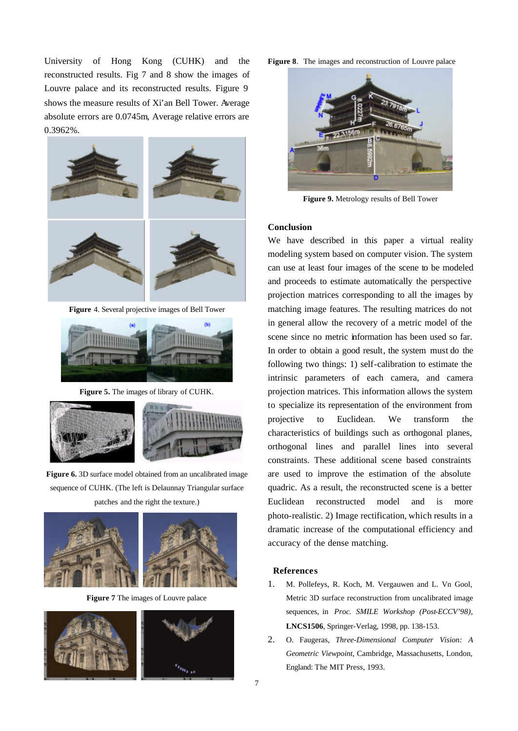University of Hong Kong (CUHK) and the reconstructed results. Fig 7 and 8 show the images of Louvre palace and its reconstructed results. Figure 9 shows the measure results of Xi'an Bell Tower. Average absolute errors are 0.0745m, Average relative errors are 0.3962%.

**Figure** 4. Several projective images of Bell Tower

**Figure 5.** The images of library of CUHK.

**Figure 6.** 3D surface model obtained from an uncalibrated image sequence of CUHK. (The left is Delaunnay Triangular surface patches and the right the texture.)

**Figure 7** The images of Louvre palace

**Figure 8**. The images and reconstruction of Louvre palace

**Figure 9.** Metrology results of Bell Tower

## Conclusion

We have described in this paper a virtual reality modeling system based on computer vision. The system can use at least four images of the scene to be modeled and proceeds to estimate automatically the perspective projection matrices corresponding to all the images by matching image features. The resulting matrices do not in general allow the recovery of a metric model of the scene since no metric information has been used so far. In order to obtain a good result, the system must do the following two things: 1) self-calibration to estimate the intrinsic parameters of each camera, and camera projection matrices. This information allows the system to specialize its representation of the environment from projective to Euclidean. We transform the characteristics of buildings such as orthogonal planes, orthogonal lines and parallel lines into several constraints. These additional scene based constraints are used to improve the estimation of the absolute quadric. As a result, the reconstructed scene is a better Euclidean reconstructed model and is more photo-realistic. 2) Image rectification, which results in a dramatic increase of the computational efficiency and accuracy of the dense matching.

## References

1. M. Pollefeys, R. Koch, M. Vergauwen and L. Vn Gool, Metric 3D surface reconstruction from uncalibrated image sequences, in *Proc. SMILE Workshop (Post-ECCV'98)*, **LNCS1506**, Springer-Verlag, 1998, pp. 138-153.
2. O. Faugeras, *Three-Dimensional Computer Vision: A Geometric Viewpoint*, Cambridge, Massachusetts, London, England: The MIT Press, 1993.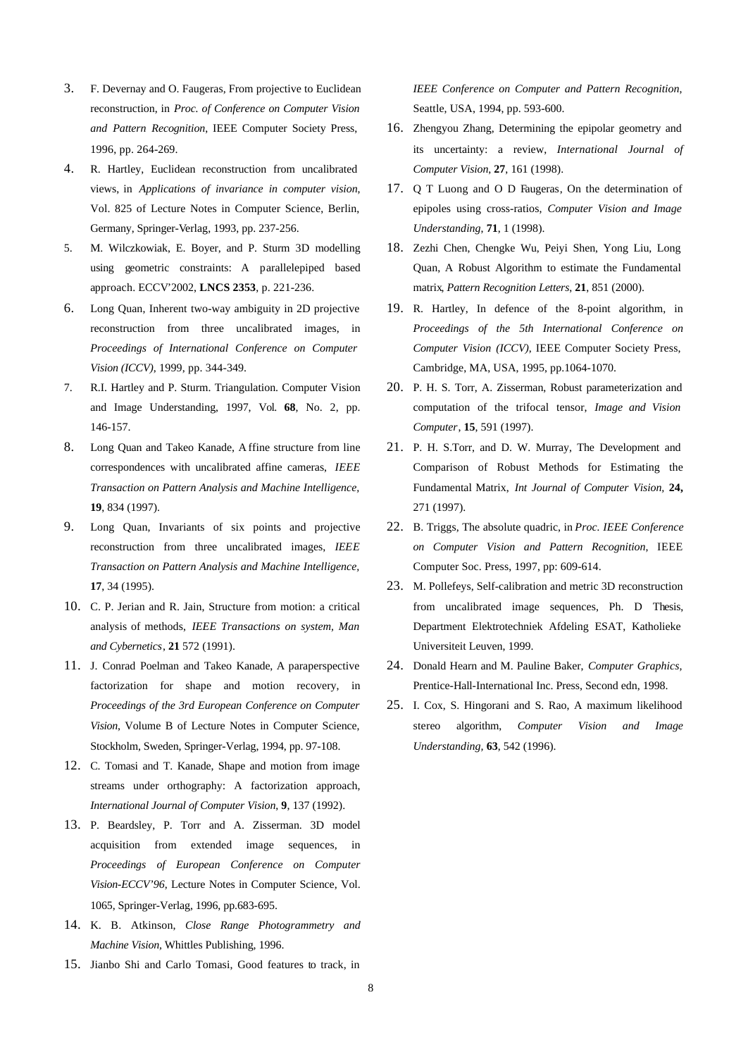3. F. Devernay and O. Faugeras, From projective to Euclidean reconstruction, in *Proc. of Conference on Computer Vision and Pattern Recognition*, IEEE Computer Society Press, 1996, pp. 264-269.
4. R. Hartley, Euclidean reconstruction from uncalibrated views, in *Applications of invariance in computer vision*, Vol. 825 of Lecture Notes in Computer Science, Berlin, Germany, Springer-Verlag, 1993, pp. 237-256.
5. M. Wilczkowiak, E. Boyer, and P. Sturm 3D modelling using geometric constraints: A parallelepiped based approach. ECCV'2002, **LNCS 2353**, p. 221-236.
6. Long Quan, Inherent two-way ambiguity in 2D projective reconstruction from three uncalibrated images, in *Proceedings of International Conference on Computer Vision (ICCV)*, 1999, pp. 344-349.
7. R.I. Hartley and P. Sturm. Triangulation. Computer Vision and Image Understanding, 1997, Vol. **68**, No. 2, pp. 146-157.
8. Long Quan and Takeo Kanade, Affine structure from line correspondences with uncalibrated affine cameras, *IEEE Transaction on Pattern Analysis and Machine Intelligence*, **19**, 834 (1997).
9. Long Quan, Invariants of six points and projective reconstruction from three uncalibrated images, *IEEE Transaction on Pattern Analysis and Machine Intelligence*, **17**, 34 (1995).
10. C. P. Jerian and R. Jain, Structure from motion: a critical analysis of methods, *IEEE Transactions on system, Man and Cybernetics*, **21** 572 (1991).
11. J. Conrad Poelman and Takeo Kanade, A paraperspective factorization for shape and motion recovery, in *Proceedings of the 3rd European Conference on Computer Vision*, Volume B of Lecture Notes in Computer Science, Stockholm, Sweden, Springer-Verlag, 1994, pp. 97-108.
12. C. Tomasi and T. Kanade, Shape and motion from image streams under orthography: A factorization approach, *International Journal of Computer Vision*, **9**, 137 (1992).
13. P. Beardsley, P. Torr and A. Zisserman. 3D model acquisition from extended image sequences, in *Proceedings of European Conference on Computer Vision-ECCV'96*, Lecture Notes in Computer Science, Vol. 1065, Springer-Verlag, 1996, pp.683-695.
14. K. B. Atkinson, *Close Range Photogrammetry and Machine Vision*, Whittles Publishing, 1996.
15. Jianbo Shi and Carlo Tomasi, Good features to track, in *IEEE Conference on Computer and Pattern Recognition*, Seattle, USA, 1994, pp. 593-600.
16. Zhengyou Zhang, Determining the epipolar geometry and its uncertainty: a review, *International Journal of Computer Vision*, **27**, 161 (1998).
17. Q T Luong and O D Faugeras, On the determination of epipoles using cross-ratios, *Computer Vision and Image Understanding*, **71**, 1 (1998).
18. Zezhi Chen, Chengke Wu, Peiyi Shen, Yong Liu, Long Quan, A Robust Algorithm to estimate the Fundamental matrix, *Pattern Recognition Letters*, **21**, 851 (2000).
19. R. Hartley, In defence of the 8-point algorithm, in *Proceedings of the 5th International Conference on Computer Vision (ICCV)*, IEEE Computer Society Press, Cambridge, MA, USA, 1995, pp.1064-1070.
20. P. H. S. Torr, A. Zisserman, Robust parameterization and computation of the trifocal tensor, *Image and Vision Computer*, **15**, 591 (1997).
21. P. H. S.Torr, and D. W. Murray, The Development and Comparison of Robust Methods for Estimating the Fundamental Matrix, *Int Journal of Computer Vision*, **24,** 271 (1997).
22. B. Triggs, The absolute quadric, in *Proc. IEEE Conference on Computer Vision and Pattern Recognition*, IEEE Computer Soc. Press, 1997, pp: 609-614.
23. M. Pollefeys, Self-calibration and metric 3D reconstruction from uncalibrated image sequences, Ph. D Thesis, Department Elektrotechniek Afdeling ESAT, Katholieke Universiteit Leuven, 1999.
24. Donald Hearn and M. Pauline Baker, *Computer Graphics*, Prentice-Hall-International Inc. Press, Second edn, 1998.
25. I. Cox, S. Hingorani and S. Rao, A maximum likelihood stereo algorithm, *Computer Vision and Image Understanding*, **63**, 542 (1996).